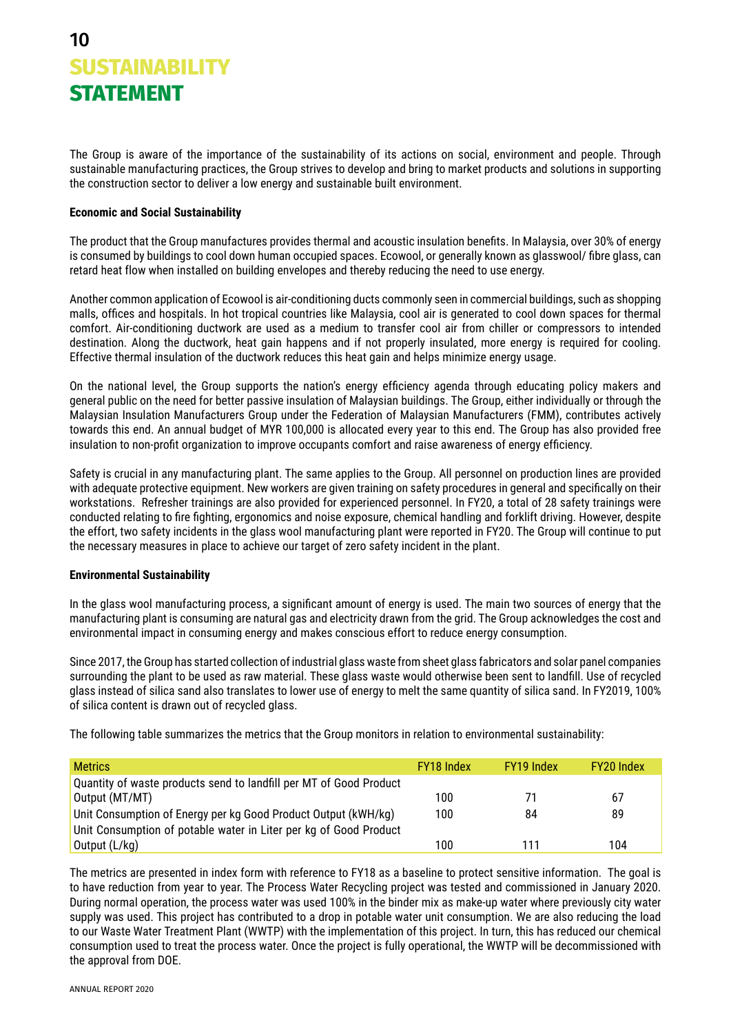# SUSTAINABILITY STATEMENT

The Group is aware of the importance of the sustainability of its actions on social, environment and people. Through sustainable manufacturing practices, the Group strives to develop and bring to market products and solutions in supporting the construction sector to deliver a low energy and sustainable built environment.

**Economic and Social Sustainability**

The product that the Group manufactures provides thermal and acoustic insulation benefits. In Malaysia, over 30% of energy is consumed by buildings to cool down human occupied spaces. Ecowool, or generally known as glasswool/ fibre glass, can retard heat flow when installed on building envelopes and thereby reducing the need to use energy.

Another common application of Ecowool is air-conditioning ducts commonly seen in commercial buildings, such as shopping malls, offices and hospitals. In hot tropical countries like Malaysia, cool air is generated to cool down spaces for thermal comfort. Air-conditioning ductwork are used as a medium to transfer cool air from chiller or compressors to intended destination. Along the ductwork, heat gain happens and if not properly insulated, more energy is required for cooling. Effective thermal insulation of the ductwork reduces this heat gain and helps minimize energy usage.

On the national level, the Group supports the nation's energy efficiency agenda through educating policy makers and general public on the need for better passive insulation of Malaysian buildings. The Group, either individually or through the Malaysian Insulation Manufacturers Group under the Federation of Malaysian Manufacturers (FMM), contributes actively towards this end. An annual budget of MYR 100,000 is allocated every year to this end. The Group has also provided free insulation to non-profit organization to improve occupants comfort and raise awareness of energy efficiency.

Safety is crucial in any manufacturing plant. The same applies to the Group. All personnel on production lines are provided with adequate protective equipment. New workers are given training on safety procedures in general and specifically on their workstations. Refresher trainings are also provided for experienced personnel. In FY20, a total of 28 safety trainings were conducted relating to fire fighting, ergonomics and noise exposure, chemical handling and forklift driving. However, despite the effort, two safety incidents in the glass wool manufacturing plant were reported in FY20. The Group will continue to put the necessary measures in place to achieve our target of zero safety incident in the plant.

**Environmental Sustainability**

In the glass wool manufacturing process, a significant amount of energy is used. The main two sources of energy that the manufacturing plant is consuming are natural gas and electricity drawn from the grid. The Group acknowledges the cost and environmental impact in consuming energy and makes conscious effort to reduce energy consumption.

Since 2017, the Group has started collection of industrial glass waste from sheet glass fabricators and solar panel companies surrounding the plant to be used as raw material. These glass waste would otherwise been sent to landfill. Use of recycled glass instead of silica sand also translates to lower use of energy to melt the same quantity of silica sand. In FY2019, 100% of silica content is drawn out of recycled glass.

The following table summarizes the metrics that the Group monitors in relation to environmental sustainability:

| Metrics | FY18 Index | FY19 Index | FY20 Index |
|---|---|---|---|
| Quantity of waste products send to landfill per MT of Good Product Output (MT/MT) | 100 | 71 | 67 |
| Unit Consumption of Energy per kg Good Product Output (kWH/kg) | 100 | 84 | 89 |
| Unit Consumption of potable water in Liter per kg of Good Product Output (L/kg) | 100 | 111 | 104 |

The metrics are presented in index form with reference to FY18 as a baseline to protect sensitive information. The goal is to have reduction from year to year. The Process Water Recycling project was tested and commissioned in January 2020. During normal operation, the process water was used 100% in the binder mix as make-up water where previously city water supply was used. This project has contributed to a drop in potable water unit consumption. We are also reducing the load to our Waste Water Treatment Plant (WWTP) with the implementation of this project. In turn, this has reduced our chemical consumption used to treat the process water. Once the project is fully operational, the WWTP will be decommissioned with the approval from DOE.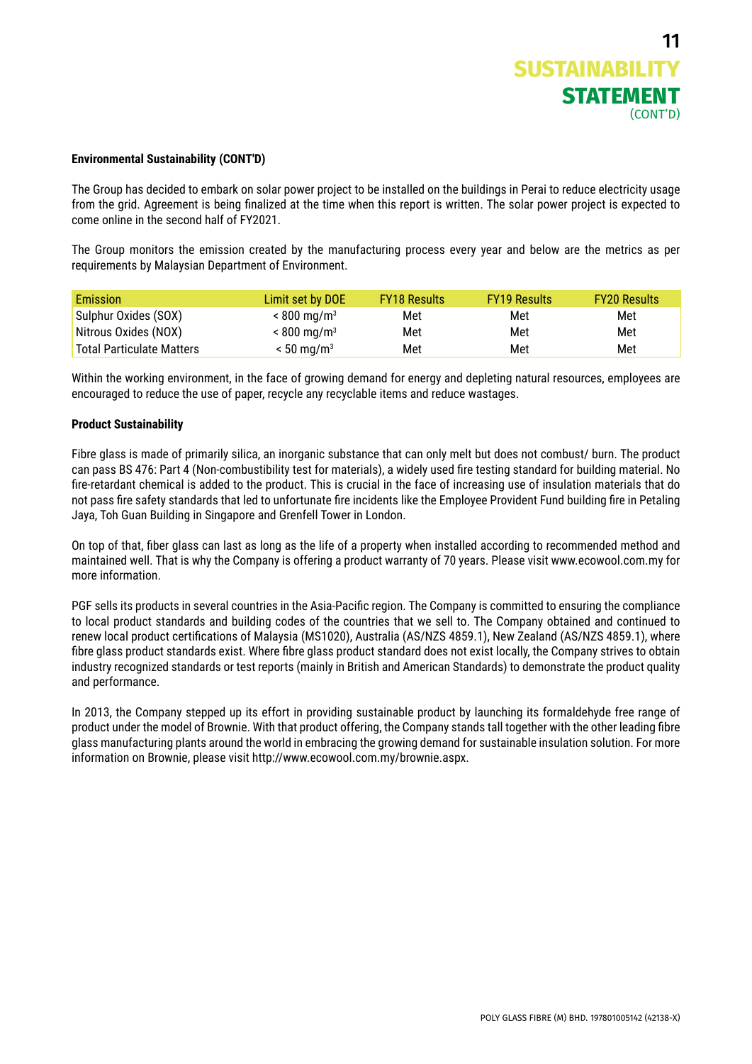**Environmental Sustainability (CONT'D)**

The Group has decided to embark on solar power project to be installed on the buildings in Perai to reduce electricity usage from the grid. Agreement is being finalized at the time when this report is written. The solar power project is expected to come online in the second half of FY2021.

The Group monitors the emission created by the manufacturing process every year and below are the metrics as per requirements by Malaysian Department of Environment.

| Emission | Limit set by DOE | FY18 Results | FY19 Results | FY20 Results |
|---|---|---|---|---|
| Sulphur Oxides (SOX) | < 800 $mg/m^3$ | Met | Met | Met |
| Nitrous Oxides (NOX) | < 800 $mg/m^3$ | Met | Met | Met |
| Total Particulate Matters | < 50 $mg/m^3$ | Met | Met | Met |

Within the working environment, in the face of growing demand for energy and depleting natural resources, employees are encouraged to reduce the use of paper, recycle any recyclable items and reduce wastages.

**Product Sustainability**

Fibre glass is made of primarily silica, an inorganic substance that can only melt but does not combust/ burn. The product can pass BS 476: Part 4 (Non-combustibility test for materials), a widely used fire testing standard for building material. No fire-retardant chemical is added to the product. This is crucial in the face of increasing use of insulation materials that do not pass fire safety standards that led to unfortunate fire incidents like the Employee Provident Fund building fire in Petaling Jaya, Toh Guan Building in Singapore and Grenfell Tower in London.

On top of that, fiber glass can last as long as the life of a property when installed according to recommended method and maintained well. That is why the Company is offering a product warranty of 70 years. Please visit www.ecowool.com.my for more information.

PGF sells its products in several countries in the Asia-Pacific region. The Company is committed to ensuring the compliance to local product standards and building codes of the countries that we sell to. The Company obtained and continued to renew local product certifications of Malaysia (MS1020), Australia (AS/NZS 4859.1), New Zealand (AS/NZS 4859.1), where fibre glass product standards exist. Where fibre glass product standard does not exist locally, the Company strives to obtain industry recognized standards or test reports (mainly in British and American Standards) to demonstrate the product quality and performance.

In 2013, the Company stepped up its effort in providing sustainable product by launching its formaldehyde free range of product under the model of Brownie. With that product offering, the Company stands tall together with the other leading fibre glass manufacturing plants around the world in embracing the growing demand for sustainable insulation solution. For more information on Brownie, please visit http://www.ecowool.com.my/brownie.aspx.